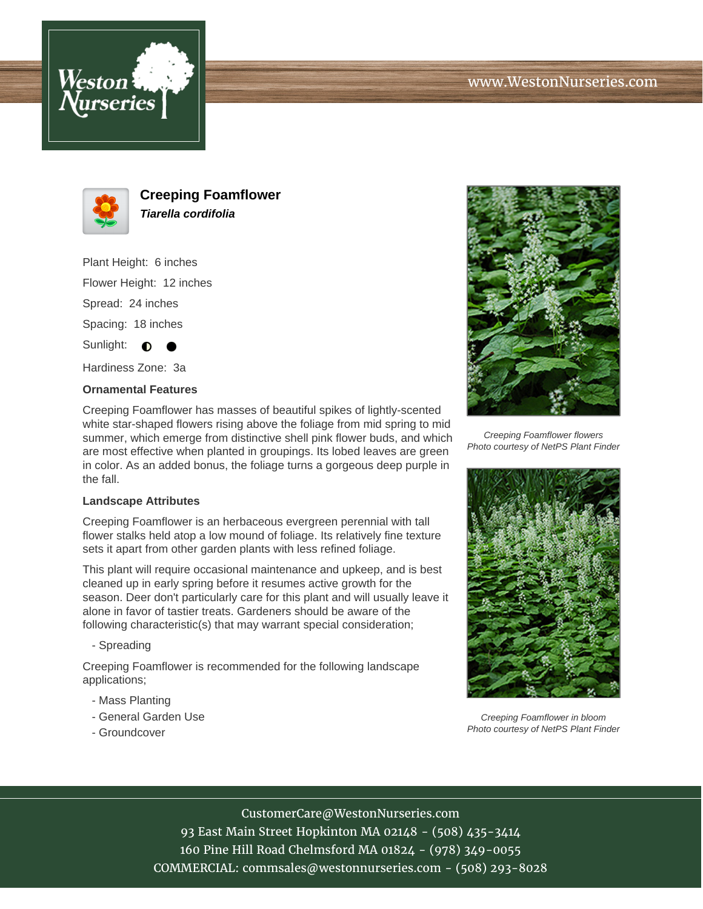# Creeping Foamflower

***Tiarella cordifolia***

Plant Height: 6 inches

Flower Height: 12 inches

Spread: 24 inches

Spacing: 18 inches

Sunlight: ◐ ●

Hardiness Zone: 3a

### Ornamental Features

Creeping Foamflower has masses of beautiful spikes of lightly-scented white star-shaped flowers rising above the foliage from mid spring to mid summer, which emerge from distinctive shell pink flower buds, and which are most effective when planted in groupings. Its lobed leaves are green in color. As an added bonus, the foliage turns a gorgeous deep purple in the fall.

### Landscape Attributes

Creeping Foamflower is an herbaceous evergreen perennial with tall flower stalks held atop a low mound of foliage. Its relatively fine texture sets it apart from other garden plants with less refined foliage.

This plant will require occasional maintenance and upkeep, and is best cleaned up in early spring before it resumes active growth for the season. Deer don't particularly care for this plant and will usually leave it alone in favor of tastier treats. Gardeners should be aware of the following characteristic(s) that may warrant special consideration;

- Spreading

Creeping Foamflower is recommended for the following landscape applications;

- Mass Planting
- General Garden Use
- Groundcover

*Creeping Foamflower flowers*
*Photo courtesy of NetPS Plant Finder*

*Creeping Foamflower in bloom*
*Photo courtesy of NetPS Plant Finder*

CustomerCare@WestonNurseries.com
93 East Main Street Hopkinton MA 02148 - (508) 435-3414
160 Pine Hill Road Chelmsford MA 01824 - (978) 349-0055
COMMERCIAL: commsales@westonnurseries.com - (508) 293-8028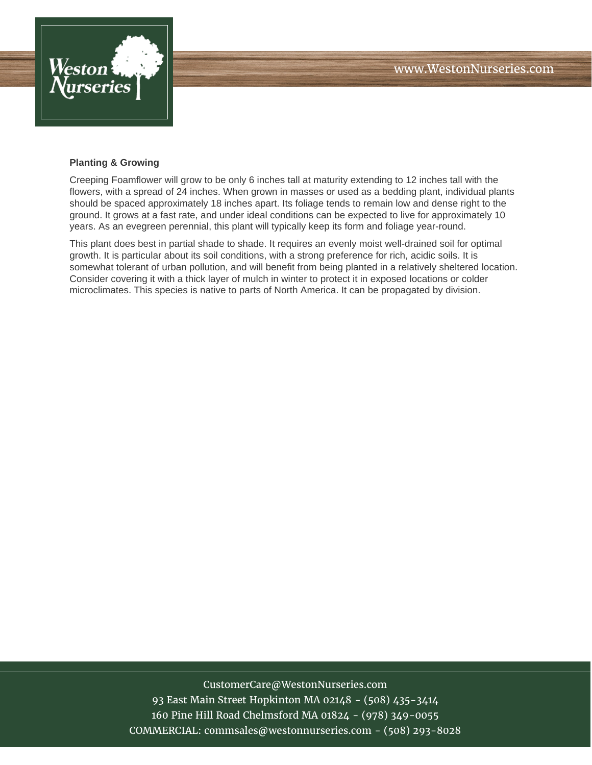### Planting & Growing

Creeping Foamflower will grow to be only 6 inches tall at maturity extending to 12 inches tall with the flowers, with a spread of 24 inches. When grown in masses or used as a bedding plant, individual plants should be spaced approximately 18 inches apart. Its foliage tends to remain low and dense right to the ground. It grows at a fast rate, and under ideal conditions can be expected to live for approximately 10 years. As an evegreen perennial, this plant will typically keep its form and foliage year-round.

This plant does best in partial shade to shade. It requires an evenly moist well-drained soil for optimal growth. It is particular about its soil conditions, with a strong preference for rich, acidic soils. It is somewhat tolerant of urban pollution, and will benefit from being planted in a relatively sheltered location. Consider covering it with a thick layer of mulch in winter to protect it in exposed locations or colder microclimates. This species is native to parts of North America. It can be propagated by division.